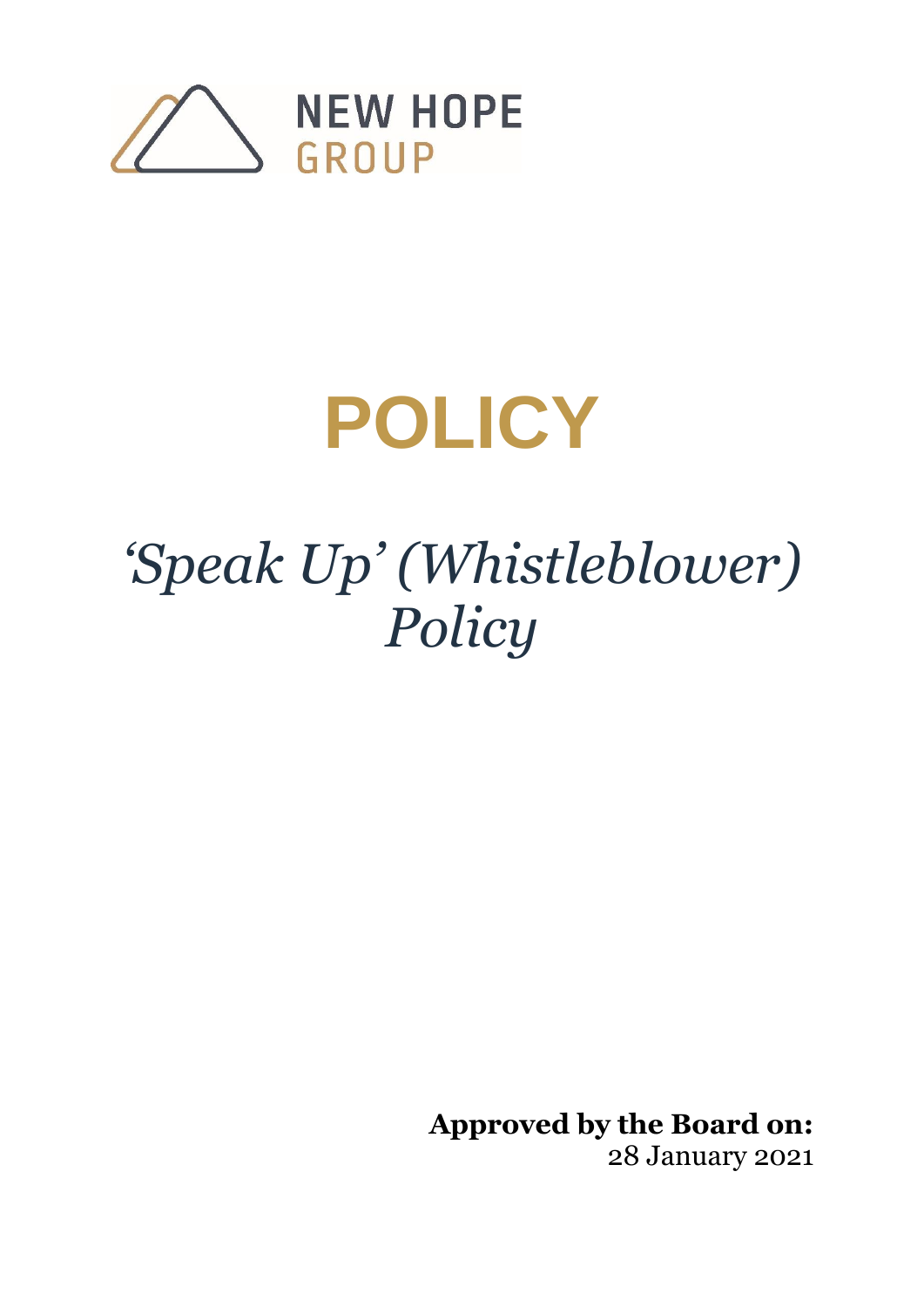NEW HOPE GROUP

# POLICY

## *'Speak Up' (Whistleblower) Policy*

**Approved by the Board on:**
28 January 2021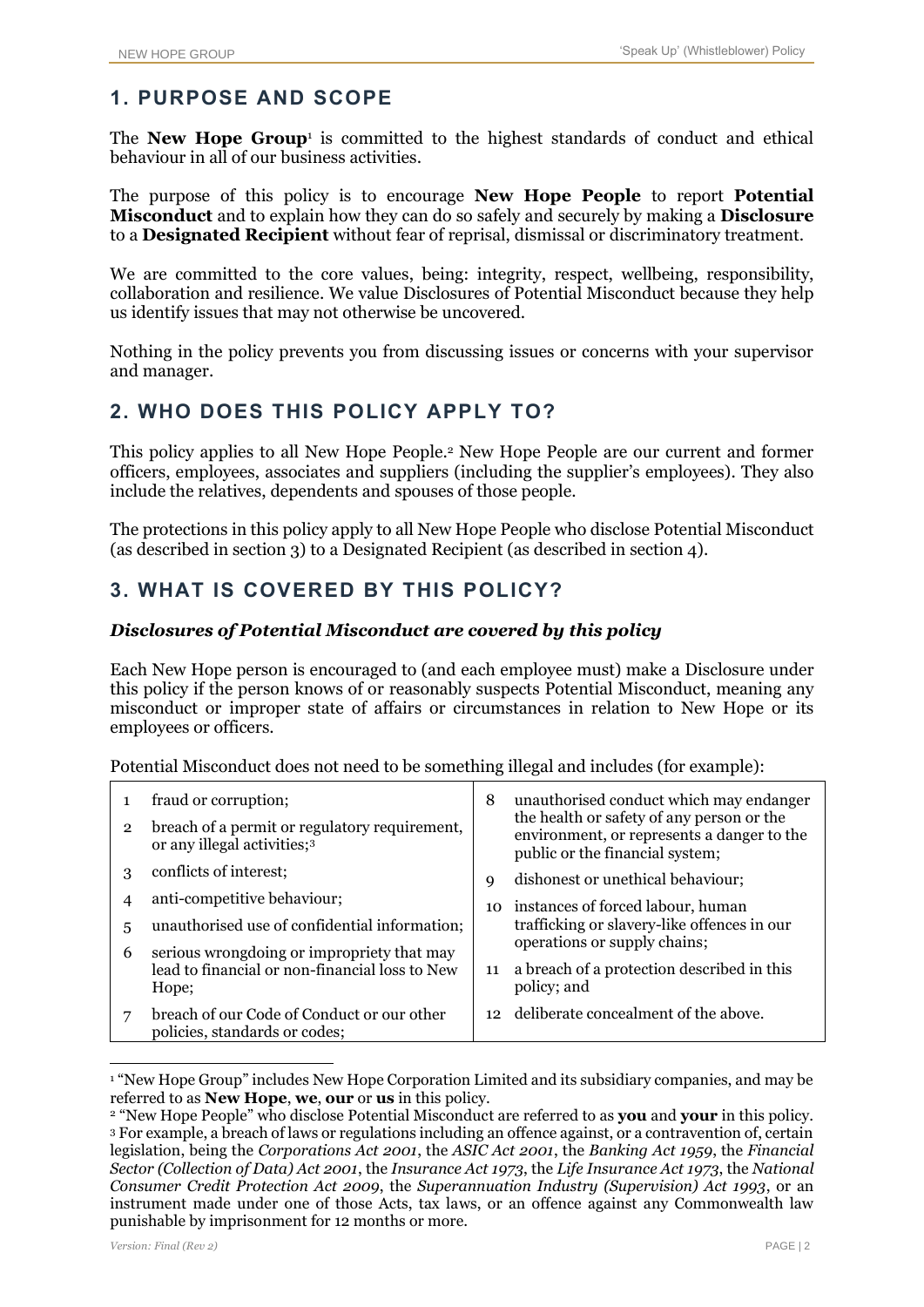## 1. PURPOSE AND SCOPE

The **New Hope Group**[1] is committed to the highest standards of conduct and ethical behaviour in all of our business activities.

The purpose of this policy is to encourage **New Hope People** to report **Potential Misconduct** and to explain how they can do so safely and securely by making a **Disclosure** to a **Designated Recipient** without fear of reprisal, dismissal or discriminatory treatment.

We are committed to the core values, being: integrity, respect, wellbeing, responsibility, collaboration and resilience. We value Disclosures of Potential Misconduct because they help us identify issues that may not otherwise be uncovered.

Nothing in the policy prevents you from discussing issues or concerns with your supervisor and manager.

## 2. WHO DOES THIS POLICY APPLY TO?

This policy applies to all New Hope People.[2] New Hope People are our current and former officers, employees, associates and suppliers (including the supplier's employees). They also include the relatives, dependents and spouses of those people.

The protections in this policy apply to all New Hope People who disclose Potential Misconduct (as described in section 3) to a Designated Recipient (as described in section 4).

## 3. WHAT IS COVERED BY THIS POLICY?

### *Disclosures of Potential Misconduct are covered by this policy*

Each New Hope person is encouraged to (and each employee must) make a Disclosure under this policy if the person knows of or reasonably suspects Potential Misconduct, meaning any misconduct or improper state of affairs or circumstances in relation to New Hope or its employees or officers.

Potential Misconduct does not need to be something illegal and includes (for example):

1. fraud or corruption;
2. breach of a permit or regulatory requirement, or any illegal activities;[3]
3. conflicts of interest;
4. anti-competitive behaviour;
5. unauthorised use of confidential information;
6. serious wrongdoing or impropriety that may lead to financial or non-financial loss to New Hope;
7. breach of our Code of Conduct or our other policies, standards or codes;
8. unauthorised conduct which may endanger the health or safety of any person or the environment, or represents a danger to the public or the financial system;
9. dishonest or unethical behaviour;
10. instances of forced labour, human trafficking or slavery-like offences in our operations or supply chains;
11. a breach of a protection described in this policy; and
12. deliberate concealment of the above.

---

[1] "New Hope Group" includes New Hope Corporation Limited and its subsidiary companies, and may be referred to as **New Hope**, **we**, **our** or **us** in this policy.

[2] "New Hope People" who disclose Potential Misconduct are referred to as **you** and **your** in this policy.

[3] For example, a breach of laws or regulations including an offence against, or a contravention of, certain legislation, being the *Corporations Act 2001*, the *ASIC Act 2001*, the *Banking Act 1959*, the *Financial Sector (Collection of Data) Act 2001*, the *Insurance Act 1973*, the *Life Insurance Act 1973*, the *National Consumer Credit Protection Act 2009*, the *Superannuation Industry (Supervision) Act 1993*, or an instrument made under one of those Acts, tax laws, or an offence against any Commonwealth law punishable by imprisonment for 12 months or more.

*Version: Final (Rev 2)*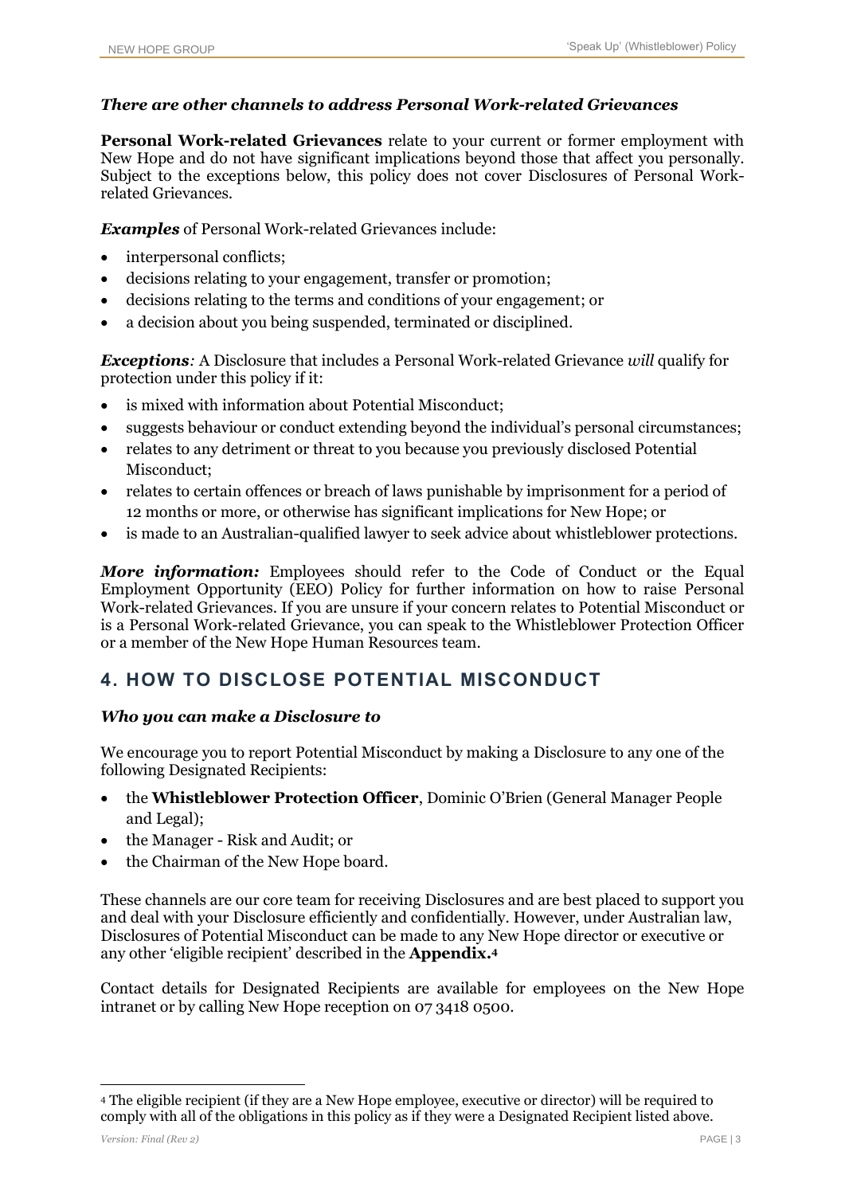### *There are other channels to address Personal Work-related Grievances*

**Personal Work-related Grievances** relate to your current or former employment with New Hope and do not have significant implications beyond those that affect you personally. Subject to the exceptions below, this policy does not cover Disclosures of Personal Work-related Grievances.

***Examples*** of Personal Work-related Grievances include:

- interpersonal conflicts;
- decisions relating to your engagement, transfer or promotion;
- decisions relating to the terms and conditions of your engagement; or
- a decision about you being suspended, terminated or disciplined.

***Exceptions****:* A Disclosure that includes a Personal Work-related Grievance *will* qualify for protection under this policy if it:

- is mixed with information about Potential Misconduct;
- suggests behaviour or conduct extending beyond the individual's personal circumstances;
- relates to any detriment or threat to you because you previously disclosed Potential Misconduct;
- relates to certain offences or breach of laws punishable by imprisonment for a period of 12 months or more, or otherwise has significant implications for New Hope; or
- is made to an Australian-qualified lawyer to seek advice about whistleblower protections.

***More information:*** Employees should refer to the Code of Conduct or the Equal Employment Opportunity (EEO) Policy for further information on how to raise Personal Work-related Grievances. If you are unsure if your concern relates to Potential Misconduct or is a Personal Work-related Grievance, you can speak to the Whistleblower Protection Officer or a member of the New Hope Human Resources team.

## 4. HOW TO DISCLOSE POTENTIAL MISCONDUCT

### *Who you can make a Disclosure to*

We encourage you to report Potential Misconduct by making a Disclosure to any one of the following Designated Recipients:

- the **Whistleblower Protection Officer**, Dominic O'Brien (General Manager People and Legal);
- the Manager - Risk and Audit; or
- the Chairman of the New Hope board.

These channels are our core team for receiving Disclosures and are best placed to support you and deal with your Disclosure efficiently and confidentially. However, under Australian law, Disclosures of Potential Misconduct can be made to any New Hope director or executive or any other 'eligible recipient' described in the **Appendix.**[4]

Contact details for Designated Recipients are available for employees on the New Hope intranet or by calling New Hope reception on 07 3418 0500.

---

[4] The eligible recipient (if they are a New Hope employee, executive or director) will be required to comply with all of the obligations in this policy as if they were a Designated Recipient listed above.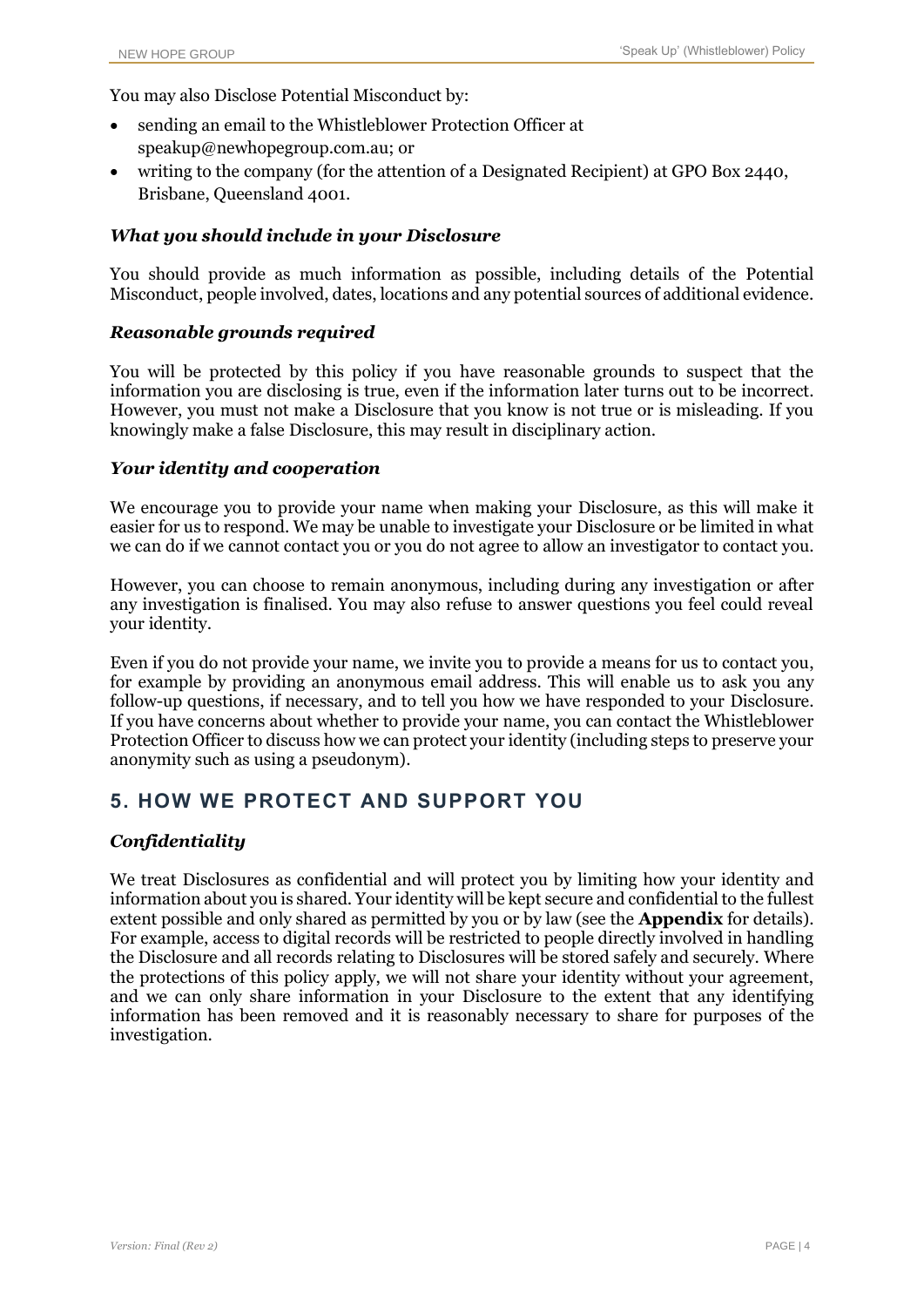You may also Disclose Potential Misconduct by:

- sending an email to the Whistleblower Protection Officer at speakup@newhopegroup.com.au; or
- writing to the company (for the attention of a Designated Recipient) at GPO Box 2440, Brisbane, Queensland 4001.

### *What you should include in your Disclosure*

You should provide as much information as possible, including details of the Potential Misconduct, people involved, dates, locations and any potential sources of additional evidence.

### *Reasonable grounds required*

You will be protected by this policy if you have reasonable grounds to suspect that the information you are disclosing is true, even if the information later turns out to be incorrect. However, you must not make a Disclosure that you know is not true or is misleading. If you knowingly make a false Disclosure, this may result in disciplinary action.

### *Your identity and cooperation*

We encourage you to provide your name when making your Disclosure, as this will make it easier for us to respond. We may be unable to investigate your Disclosure or be limited in what we can do if we cannot contact you or you do not agree to allow an investigator to contact you.

However, you can choose to remain anonymous, including during any investigation or after any investigation is finalised. You may also refuse to answer questions you feel could reveal your identity.

Even if you do not provide your name, we invite you to provide a means for us to contact you, for example by providing an anonymous email address. This will enable us to ask you any follow-up questions, if necessary, and to tell you how we have responded to your Disclosure. If you have concerns about whether to provide your name, you can contact the Whistleblower Protection Officer to discuss how we can protect your identity (including steps to preserve your anonymity such as using a pseudonym).

## 5. HOW WE PROTECT AND SUPPORT YOU

### *Confidentiality*

We treat Disclosures as confidential and will protect you by limiting how your identity and information about you is shared. Your identity will be kept secure and confidential to the fullest extent possible and only shared as permitted by you or by law (see the **Appendix** for details). For example, access to digital records will be restricted to people directly involved in handling the Disclosure and all records relating to Disclosures will be stored safely and securely. Where the protections of this policy apply, we will not share your identity without your agreement, and we can only share information in your Disclosure to the extent that any identifying information has been removed and it is reasonably necessary to share for purposes of the investigation.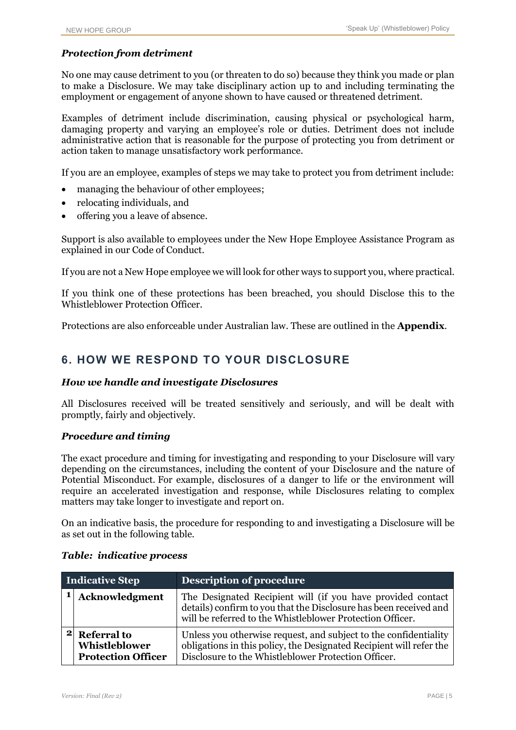### *Protection from detriment*

No one may cause detriment to you (or threaten to do so) because they think you made or plan to make a Disclosure. We may take disciplinary action up to and including terminating the employment or engagement of anyone shown to have caused or threatened detriment.

Examples of detriment include discrimination, causing physical or psychological harm, damaging property and varying an employee's role or duties. Detriment does not include administrative action that is reasonable for the purpose of protecting you from detriment or action taken to manage unsatisfactory work performance.

If you are an employee, examples of steps we may take to protect you from detriment include:

- managing the behaviour of other employees;
- relocating individuals, and
- offering you a leave of absence.

Support is also available to employees under the New Hope Employee Assistance Program as explained in our Code of Conduct.

If you are not a New Hope employee we will look for other ways to support you, where practical.

If you think one of these protections has been breached, you should Disclose this to the Whistleblower Protection Officer.

Protections are also enforceable under Australian law. These are outlined in the **Appendix**.

## 6. HOW WE RESPOND TO YOUR DISCLOSURE

### *How we handle and investigate Disclosures*

All Disclosures received will be treated sensitively and seriously, and will be dealt with promptly, fairly and objectively.

### *Procedure and timing*

The exact procedure and timing for investigating and responding to your Disclosure will vary depending on the circumstances, including the content of your Disclosure and the nature of Potential Misconduct. For example, disclosures of a danger to life or the environment will require an accelerated investigation and response, while Disclosures relating to complex matters may take longer to investigate and report on.

On an indicative basis, the procedure for responding to and investigating a Disclosure will be as set out in the following table.

### *Table: indicative process*

| | Indicative Step | Description of procedure |
|---|---|---|
| 1 | **Acknowledgment** | The Designated Recipient will (if you have provided contact details) confirm to you that the Disclosure has been received and will be referred to the Whistleblower Protection Officer. |
| 2 | **Referral to Whistleblower Protection Officer** | Unless you otherwise request, and subject to the confidentiality obligations in this policy, the Designated Recipient will refer the Disclosure to the Whistleblower Protection Officer. |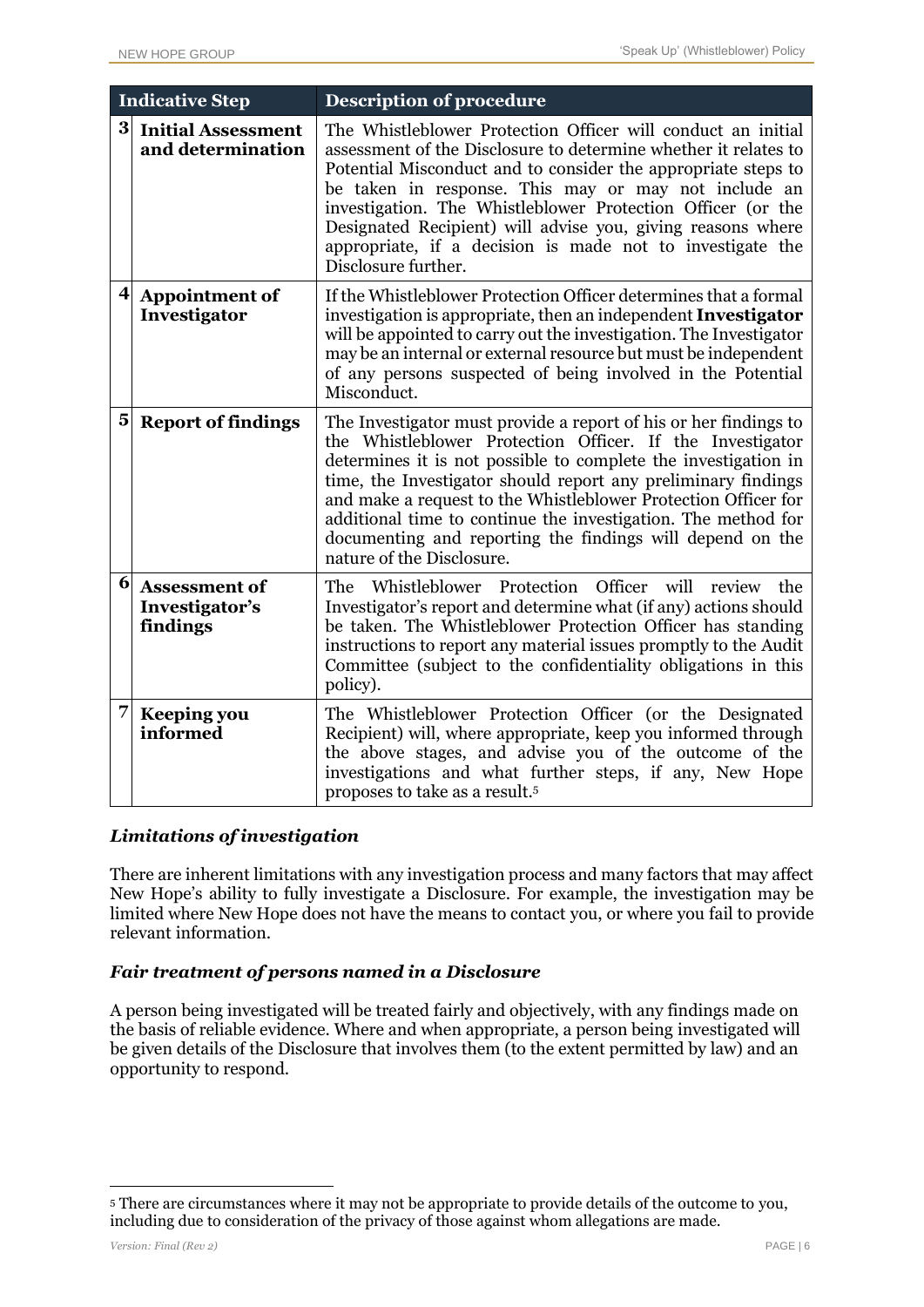| Indicative Step | | Description of procedure |
|---|---|---|
| **3** | **Initial Assessment and determination** | The Whistleblower Protection Officer will conduct an initial assessment of the Disclosure to determine whether it relates to Potential Misconduct and to consider the appropriate steps to be taken in response. This may or may not include an investigation. The Whistleblower Protection Officer (or the Designated Recipient) will advise you, giving reasons where appropriate, if a decision is made not to investigate the Disclosure further. |
| **4** | **Appointment of Investigator** | If the Whistleblower Protection Officer determines that a formal investigation is appropriate, then an independent **Investigator** will be appointed to carry out the investigation. The Investigator may be an internal or external resource but must be independent of any persons suspected of being involved in the Potential Misconduct. |
| **5** | **Report of findings** | The Investigator must provide a report of his or her findings to the Whistleblower Protection Officer. If the Investigator determines it is not possible to complete the investigation in time, the Investigator should report any preliminary findings and make a request to the Whistleblower Protection Officer for additional time to continue the investigation. The method for documenting and reporting the findings will depend on the nature of the Disclosure. |
| **6** | **Assessment of Investigator's findings** | The Whistleblower Protection Officer will review the Investigator's report and determine what (if any) actions should be taken. The Whistleblower Protection Officer has standing instructions to report any material issues promptly to the Audit Committee (subject to the confidentiality obligations in this policy). |
| **7** | **Keeping you informed** | The Whistleblower Protection Officer (or the Designated Recipient) will, where appropriate, keep you informed through the above stages, and advise you of the outcome of the investigations and what further steps, if any, New Hope proposes to take as a result.[5] |

### *Limitations of investigation*

There are inherent limitations with any investigation process and many factors that may affect New Hope's ability to fully investigate a Disclosure. For example, the investigation may be limited where New Hope does not have the means to contact you, or where you fail to provide relevant information.

### *Fair treatment of persons named in a Disclosure*

A person being investigated will be treated fairly and objectively, with any findings made on the basis of reliable evidence. Where and when appropriate, a person being investigated will be given details of the Disclosure that involves them (to the extent permitted by law) and an opportunity to respond.

[5] There are circumstances where it may not be appropriate to provide details of the outcome to you, including due to consideration of the privacy of those against whom allegations are made.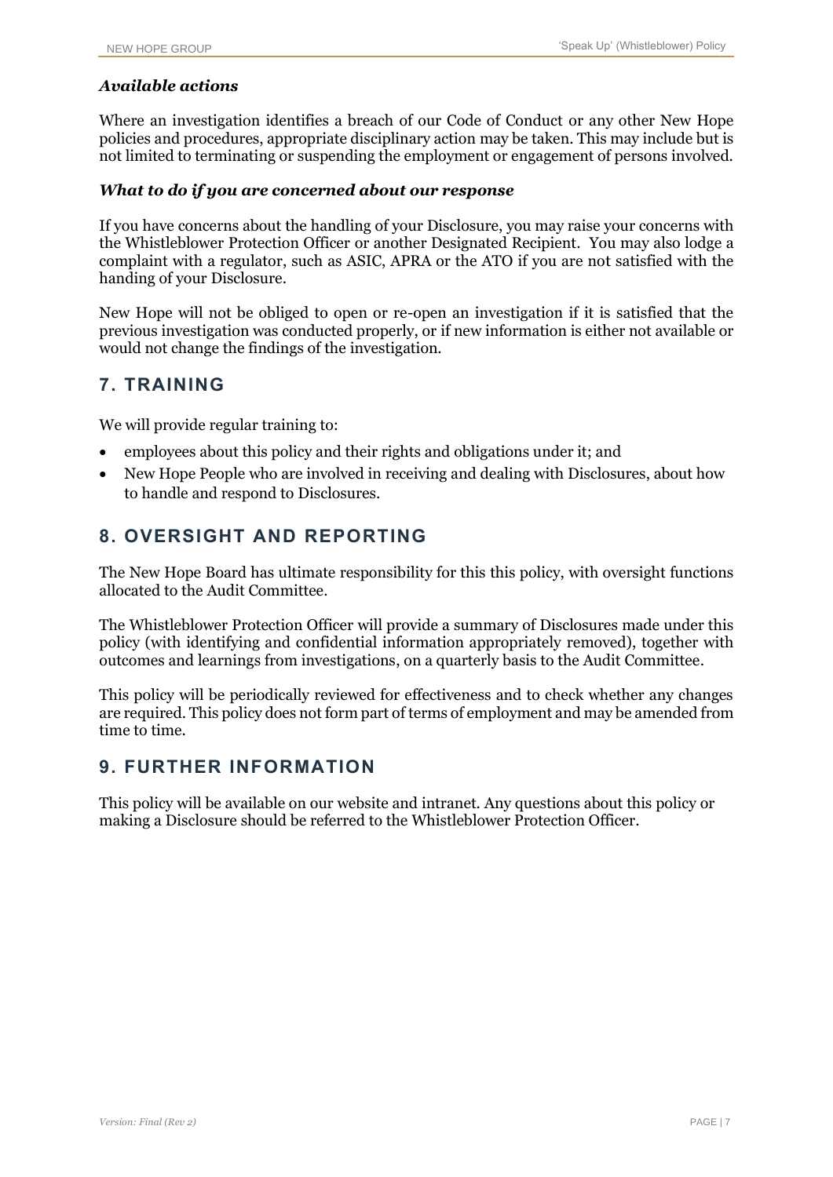### *Available actions*

Where an investigation identifies a breach of our Code of Conduct or any other New Hope policies and procedures, appropriate disciplinary action may be taken. This may include but is not limited to terminating or suspending the employment or engagement of persons involved.

### *What to do if you are concerned about our response*

If you have concerns about the handling of your Disclosure, you may raise your concerns with the Whistleblower Protection Officer or another Designated Recipient. You may also lodge a complaint with a regulator, such as ASIC, APRA or the ATO if you are not satisfied with the handing of your Disclosure.

New Hope will not be obliged to open or re-open an investigation if it is satisfied that the previous investigation was conducted properly, or if new information is either not available or would not change the findings of the investigation.

## 7. TRAINING

We will provide regular training to:

- employees about this policy and their rights and obligations under it; and
- New Hope People who are involved in receiving and dealing with Disclosures, about how to handle and respond to Disclosures.

## 8. OVERSIGHT AND REPORTING

The New Hope Board has ultimate responsibility for this this policy, with oversight functions allocated to the Audit Committee.

The Whistleblower Protection Officer will provide a summary of Disclosures made under this policy (with identifying and confidential information appropriately removed), together with outcomes and learnings from investigations, on a quarterly basis to the Audit Committee.

This policy will be periodically reviewed for effectiveness and to check whether any changes are required. This policy does not form part of terms of employment and may be amended from time to time.

## 9. FURTHER INFORMATION

This policy will be available on our website and intranet. Any questions about this policy or making a Disclosure should be referred to the Whistleblower Protection Officer.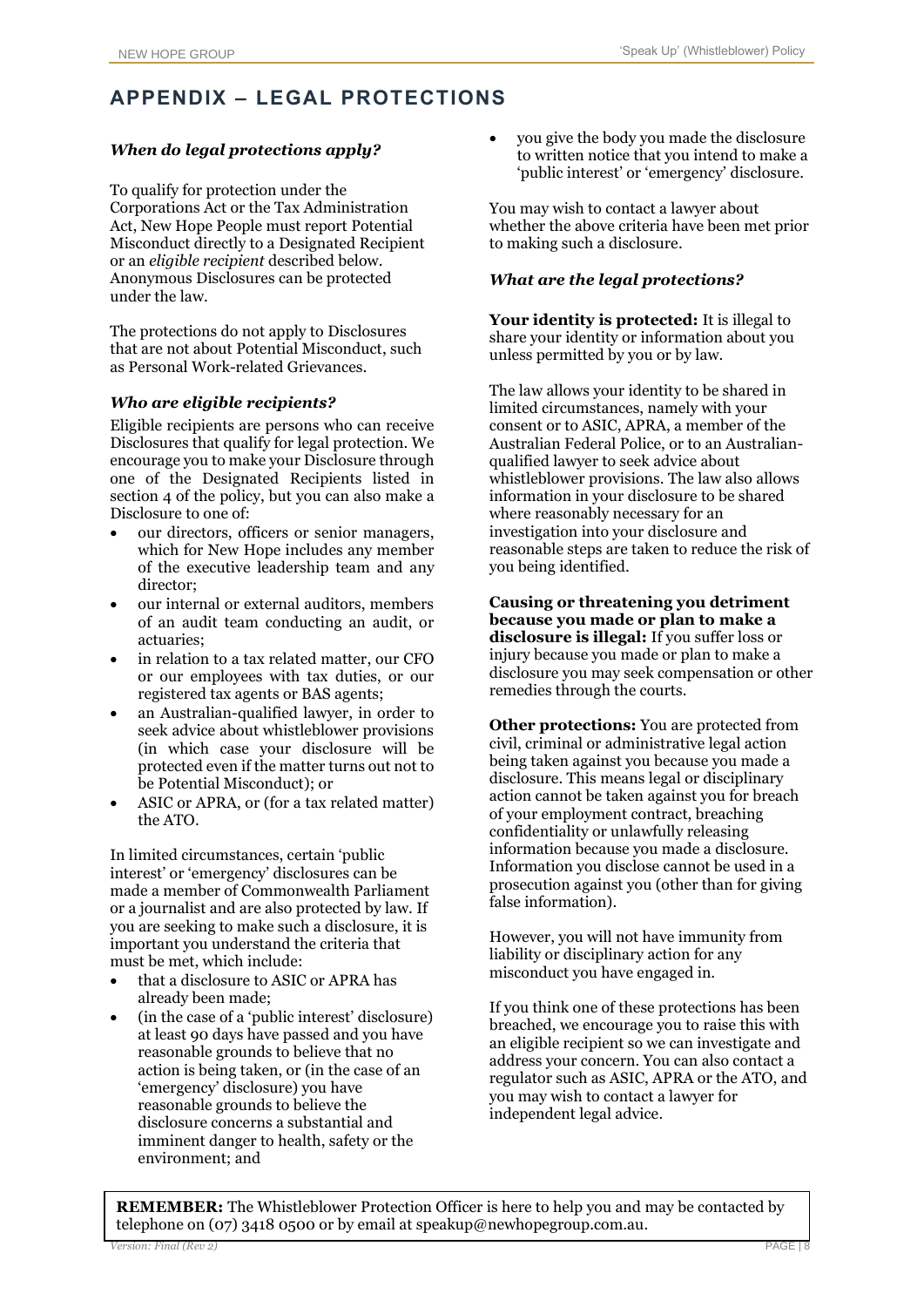# APPENDIX – LEGAL PROTECTIONS

### *When do legal protections apply?*

To qualify for protection under the Corporations Act or the Tax Administration Act, New Hope People must report Potential Misconduct directly to a Designated Recipient or an *eligible recipient* described below. Anonymous Disclosures can be protected under the law.

The protections do not apply to Disclosures that are not about Potential Misconduct, such as Personal Work-related Grievances.

### *Who are eligible recipients?*

Eligible recipients are persons who can receive Disclosures that qualify for legal protection. We encourage you to make your Disclosure through one of the Designated Recipients listed in section 4 of the policy, but you can also make a Disclosure to one of:

- our directors, officers or senior managers, which for New Hope includes any member of the executive leadership team and any director;
- our internal or external auditors, members of an audit team conducting an audit, or actuaries;
- in relation to a tax related matter, our CFO or our employees with tax duties, or our registered tax agents or BAS agents;
- an Australian-qualified lawyer, in order to seek advice about whistleblower provisions (in which case your disclosure will be protected even if the matter turns out not to be Potential Misconduct); or
- ASIC or APRA, or (for a tax related matter) the ATO.

In limited circumstances, certain 'public interest' or 'emergency' disclosures can be made a member of Commonwealth Parliament or a journalist and are also protected by law. If you are seeking to make such a disclosure, it is important you understand the criteria that must be met, which include:

- that a disclosure to ASIC or APRA has already been made;
- (in the case of a 'public interest' disclosure) at least 90 days have passed and you have reasonable grounds to believe that no action is being taken, or (in the case of an 'emergency' disclosure) you have reasonable grounds to believe the disclosure concerns a substantial and imminent danger to health, safety or the environment; and
- you give the body you made the disclosure to written notice that you intend to make a 'public interest' or 'emergency' disclosure.

You may wish to contact a lawyer about whether the above criteria have been met prior to making such a disclosure.

### *What are the legal protections?*

**Your identity is protected:** It is illegal to share your identity or information about you unless permitted by you or by law.

The law allows your identity to be shared in limited circumstances, namely with your consent or to ASIC, APRA, a member of the Australian Federal Police, or to an Australian-qualified lawyer to seek advice about whistleblower provisions. The law also allows information in your disclosure to be shared where reasonably necessary for an investigation into your disclosure and reasonable steps are taken to reduce the risk of you being identified.

**Causing or threatening you detriment because you made or plan to make a disclosure is illegal:** If you suffer loss or injury because you made or plan to make a disclosure you may seek compensation or other remedies through the courts.

**Other protections:** You are protected from civil, criminal or administrative legal action being taken against you because you made a disclosure. This means legal or disciplinary action cannot be taken against you for breach of your employment contract, breaching confidentiality or unlawfully releasing information because you made a disclosure. Information you disclose cannot be used in a prosecution against you (other than for giving false information).

However, you will not have immunity from liability or disciplinary action for any misconduct you have engaged in.

If you think one of these protections has been breached, we encourage you to raise this with an eligible recipient so we can investigate and address your concern. You can also contact a regulator such as ASIC, APRA or the ATO, and you may wish to contact a lawyer for independent legal advice.

**REMEMBER:** The Whistleblower Protection Officer is here to help you and may be contacted by telephone on (07) 3418 0500 or by email at speakup@newhopegroup.com.au.